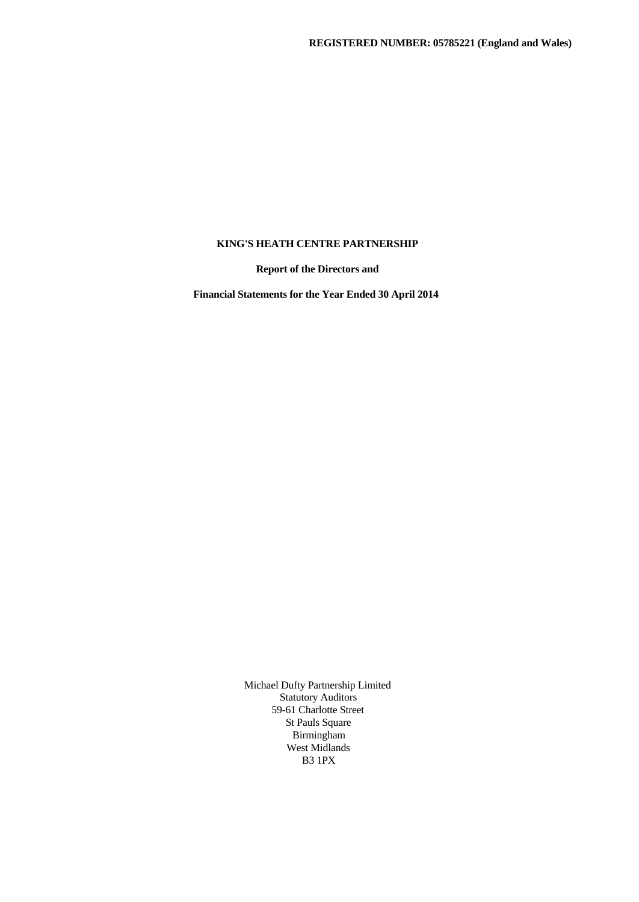**REGISTERED NUMBER: 05785221 (England and Wales)**

# KING'S HEATH CENTRE PARTNERSHIP

**Report of the Directors and**

**Financial Statements for the Year Ended 30 April 2014**

Michael Dufty Partnership Limited
Statutory Auditors
59-61 Charlotte Street
St Pauls Square
Birmingham
West Midlands
B3 1PX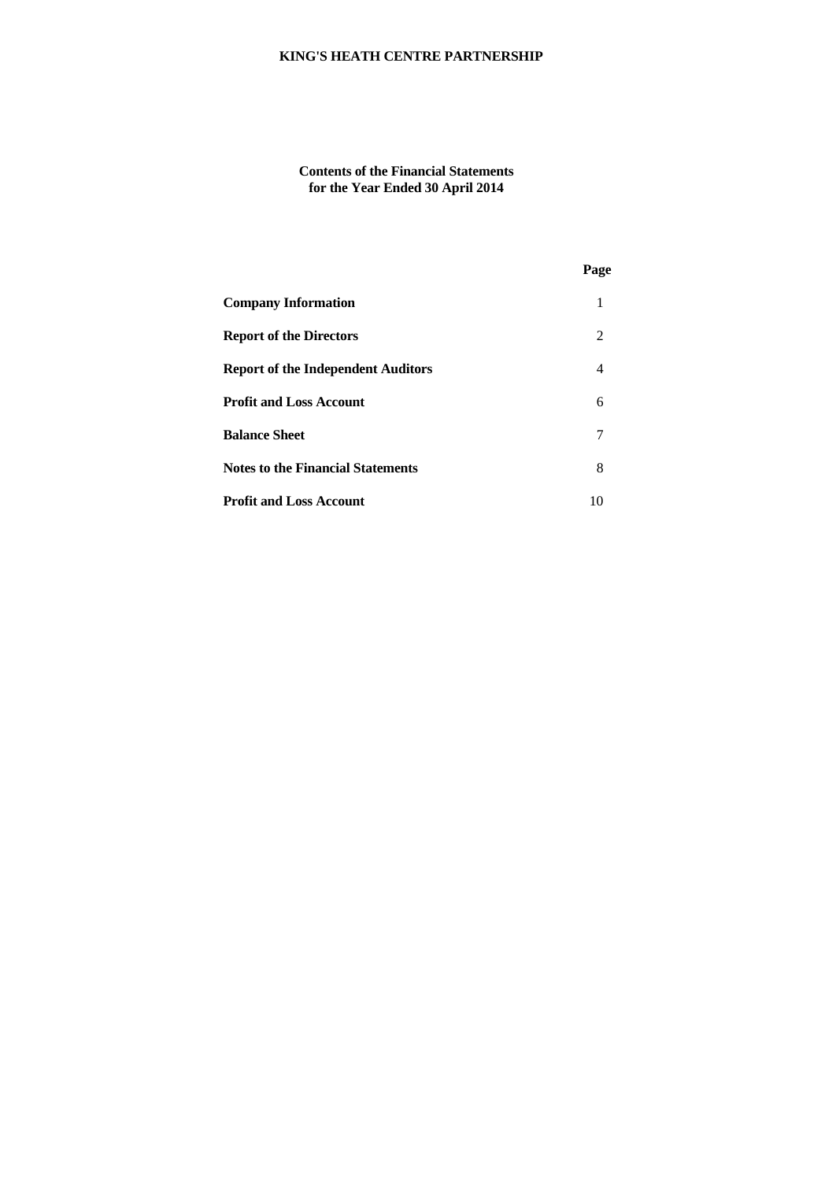# KING'S HEATH CENTRE PARTNERSHIP

## Contents of the Financial Statements
## for the Year Ended 30 April 2014

| | Page |
|---|---|
| **Company Information** | 1 |
| **Report of the Directors** | 2 |
| **Report of the Independent Auditors** | 4 |
| **Profit and Loss Account** | 6 |
| **Balance Sheet** | 7 |
| **Notes to the Financial Statements** | 8 |
| **Profit and Loss Account** | 10 |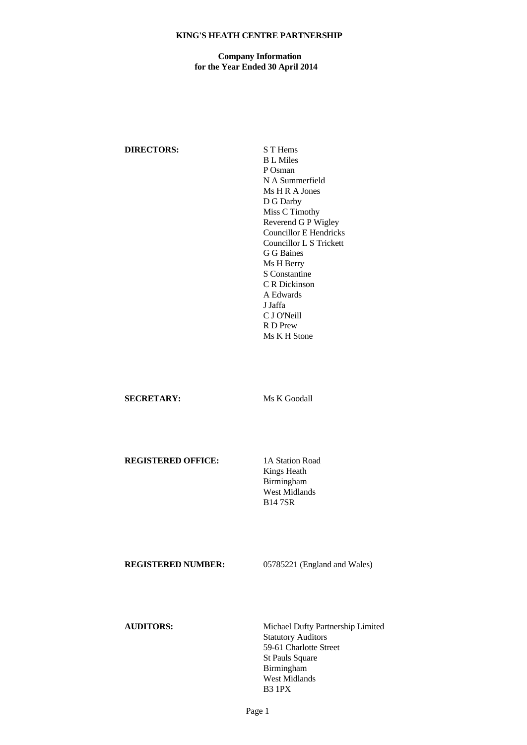# KING'S HEATH CENTRE PARTNERSHIP

## Company Information
## for the Year Ended 30 April 2014

| | |
|---|---|
| **DIRECTORS:** | S T Hems<br>B L Miles<br>P Osman<br>N A Summerfield<br>Ms H R A Jones<br>D G Darby<br>Miss C Timothy<br>Reverend G P Wigley<br>Councillor E Hendricks<br>Councillor L S Trickett<br>G G Baines<br>Ms H Berry<br>S Constantine<br>C R Dickinson<br>A Edwards<br>J Jaffa<br>C J O'Neill<br>R D Prew<br>Ms K H Stone |
| **SECRETARY:** | Ms K Goodall |
| **REGISTERED OFFICE:** | 1A Station Road<br>Kings Heath<br>Birmingham<br>West Midlands<br>B14 7SR |
| **REGISTERED NUMBER:** | 05785221 (England and Wales) |
| **AUDITORS:** | Michael Dufty Partnership Limited<br>Statutory Auditors<br>59-61 Charlotte Street<br>St Pauls Square<br>Birmingham<br>West Midlands<br>B3 1PX |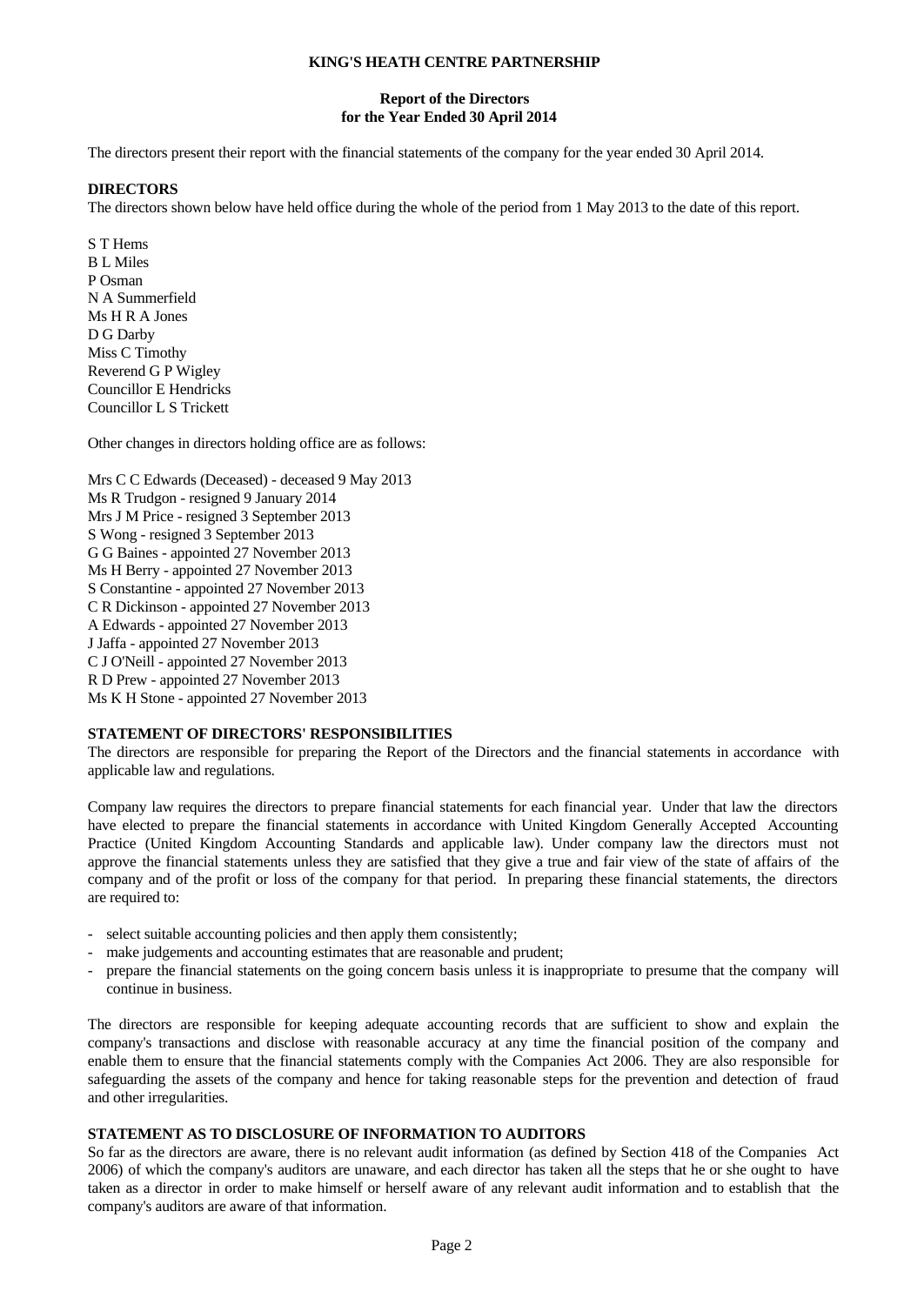**KING'S HEATH CENTRE PARTNERSHIP**

**Report of the Directors**
**for the Year Ended 30 April 2014**

The directors present their report with the financial statements of the company for the year ended 30 April 2014.

**DIRECTORS**

The directors shown below have held office during the whole of the period from 1 May 2013 to the date of this report.

S T Hems
B L Miles
P Osman
N A Summerfield
Ms H R A Jones
D G Darby
Miss C Timothy
Reverend G P Wigley
Councillor E Hendricks
Councillor L S Trickett

Other changes in directors holding office are as follows:

Mrs C C Edwards (Deceased) - deceased 9 May 2013
Ms R Trudgon - resigned 9 January 2014
Mrs J M Price - resigned 3 September 2013
S Wong - resigned 3 September 2013
G G Baines - appointed 27 November 2013
Ms H Berry - appointed 27 November 2013
S Constantine - appointed 27 November 2013
C R Dickinson - appointed 27 November 2013
A Edwards - appointed 27 November 2013
J Jaffa - appointed 27 November 2013
C J O'Neill - appointed 27 November 2013
R D Prew - appointed 27 November 2013
Ms K H Stone - appointed 27 November 2013

**STATEMENT OF DIRECTORS' RESPONSIBILITIES**

The directors are responsible for preparing the Report of the Directors and the financial statements in accordance with applicable law and regulations.

Company law requires the directors to prepare financial statements for each financial year. Under that law the directors have elected to prepare the financial statements in accordance with United Kingdom Generally Accepted Accounting Practice (United Kingdom Accounting Standards and applicable law). Under company law the directors must not approve the financial statements unless they are satisfied that they give a true and fair view of the state of affairs of the company and of the profit or loss of the company for that period. In preparing these financial statements, the directors are required to:

- select suitable accounting policies and then apply them consistently;
- make judgements and accounting estimates that are reasonable and prudent;
- prepare the financial statements on the going concern basis unless it is inappropriate to presume that the company will continue in business.

The directors are responsible for keeping adequate accounting records that are sufficient to show and explain the company's transactions and disclose with reasonable accuracy at any time the financial position of the company and enable them to ensure that the financial statements comply with the Companies Act 2006. They are also responsible for safeguarding the assets of the company and hence for taking reasonable steps for the prevention and detection of fraud and other irregularities.

**STATEMENT AS TO DISCLOSURE OF INFORMATION TO AUDITORS**

So far as the directors are aware, there is no relevant audit information (as defined by Section 418 of the Companies Act 2006) of which the company's auditors are unaware, and each director has taken all the steps that he or she ought to have taken as a director in order to make himself or herself aware of any relevant audit information and to establish that the company's auditors are aware of that information.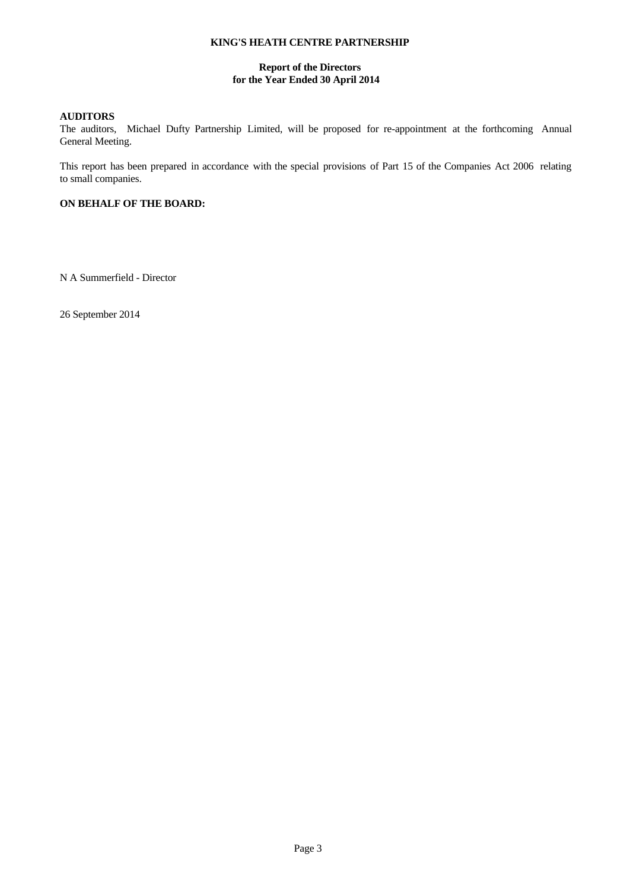**KING'S HEATH CENTRE PARTNERSHIP**

**Report of the Directors**
**for the Year Ended 30 April 2014**

**AUDITORS**

The auditors, Michael Dufty Partnership Limited, will be proposed for re-appointment at the forthcoming Annual General Meeting.

This report has been prepared in accordance with the special provisions of Part 15 of the Companies Act 2006 relating to small companies.

**ON BEHALF OF THE BOARD:**

N A Summerfield - Director

26 September 2014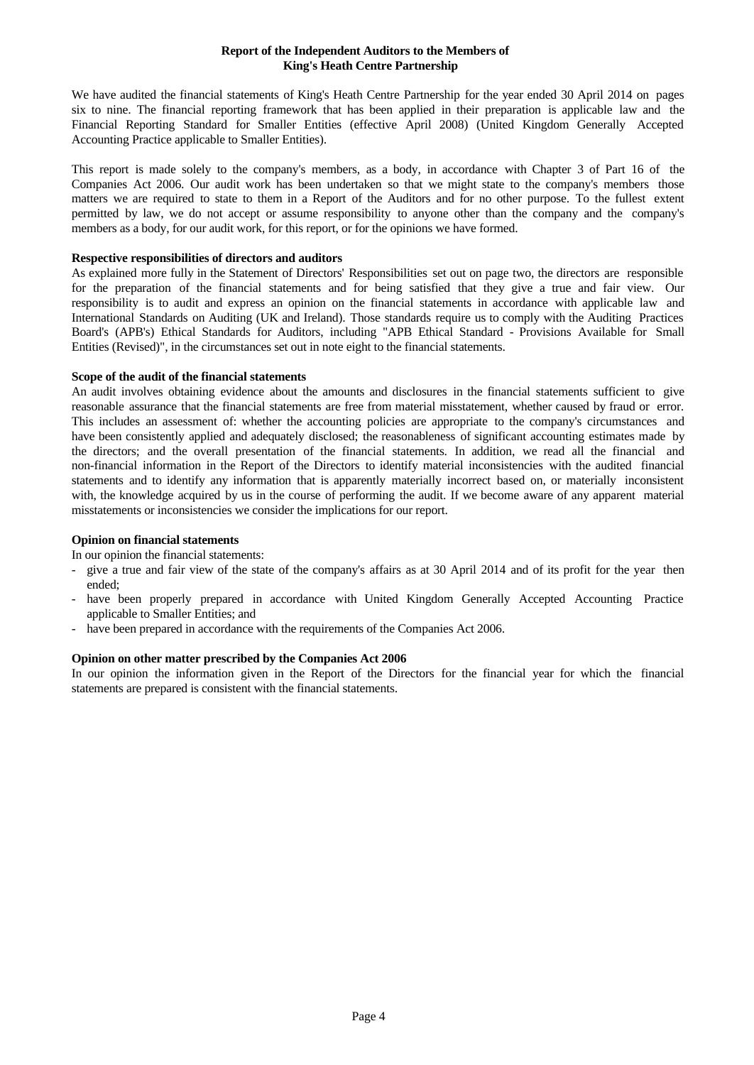**Report of the Independent Auditors to the Members of**
**King's Heath Centre Partnership**

We have audited the financial statements of King's Heath Centre Partnership for the year ended 30 April 2014 on pages six to nine. The financial reporting framework that has been applied in their preparation is applicable law and the Financial Reporting Standard for Smaller Entities (effective April 2008) (United Kingdom Generally Accepted Accounting Practice applicable to Smaller Entities).

This report is made solely to the company's members, as a body, in accordance with Chapter 3 of Part 16 of the Companies Act 2006. Our audit work has been undertaken so that we might state to the company's members those matters we are required to state to them in a Report of the Auditors and for no other purpose. To the fullest extent permitted by law, we do not accept or assume responsibility to anyone other than the company and the company's members as a body, for our audit work, for this report, or for the opinions we have formed.

**Respective responsibilities of directors and auditors**

As explained more fully in the Statement of Directors' Responsibilities set out on page two, the directors are responsible for the preparation of the financial statements and for being satisfied that they give a true and fair view. Our responsibility is to audit and express an opinion on the financial statements in accordance with applicable law and International Standards on Auditing (UK and Ireland). Those standards require us to comply with the Auditing Practices Board's (APB's) Ethical Standards for Auditors, including "APB Ethical Standard - Provisions Available for Small Entities (Revised)", in the circumstances set out in note eight to the financial statements.

**Scope of the audit of the financial statements**

An audit involves obtaining evidence about the amounts and disclosures in the financial statements sufficient to give reasonable assurance that the financial statements are free from material misstatement, whether caused by fraud or error. This includes an assessment of: whether the accounting policies are appropriate to the company's circumstances and have been consistently applied and adequately disclosed; the reasonableness of significant accounting estimates made by the directors; and the overall presentation of the financial statements. In addition, we read all the financial and non-financial information in the Report of the Directors to identify material inconsistencies with the audited financial statements and to identify any information that is apparently materially incorrect based on, or materially inconsistent with, the knowledge acquired by us in the course of performing the audit. If we become aware of any apparent material misstatements or inconsistencies we consider the implications for our report.

**Opinion on financial statements**

In our opinion the financial statements:

- give a true and fair view of the state of the company's affairs as at 30 April 2014 and of its profit for the year then ended;
- have been properly prepared in accordance with United Kingdom Generally Accepted Accounting Practice applicable to Smaller Entities; and
- have been prepared in accordance with the requirements of the Companies Act 2006.

**Opinion on other matter prescribed by the Companies Act 2006**

In our opinion the information given in the Report of the Directors for the financial year for which the financial statements are prepared is consistent with the financial statements.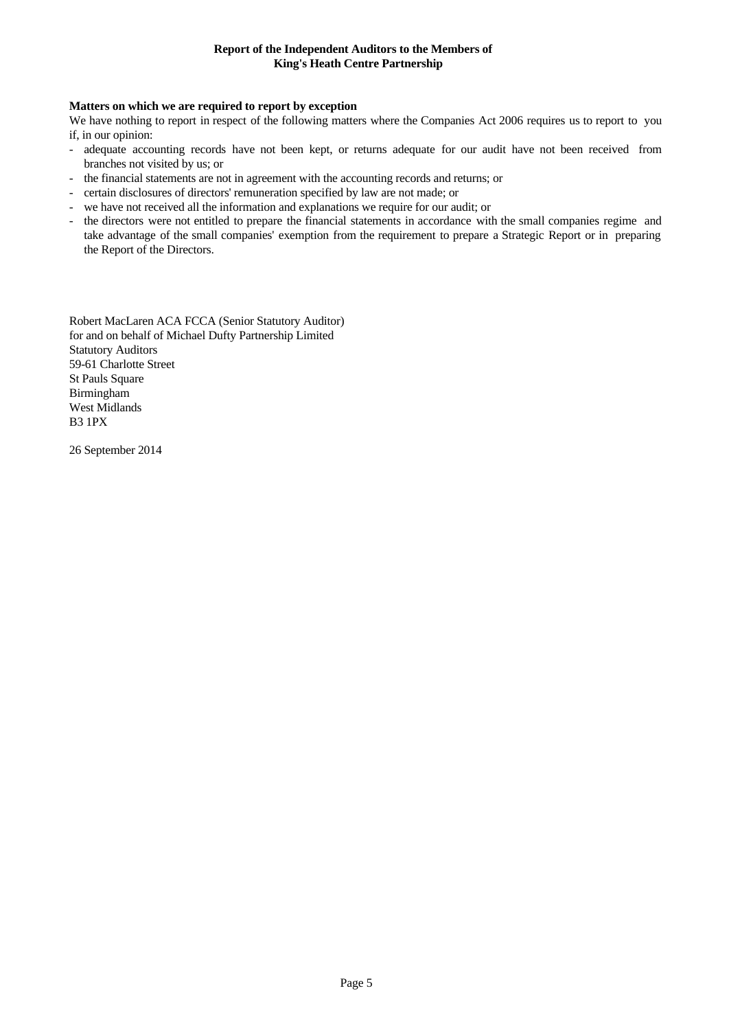**Report of the Independent Auditors to the Members of King's Heath Centre Partnership**

**Matters on which we are required to report by exception**

We have nothing to report in respect of the following matters where the Companies Act 2006 requires us to report to you if, in our opinion:

- adequate accounting records have not been kept, or returns adequate for our audit have not been received from branches not visited by us; or
- the financial statements are not in agreement with the accounting records and returns; or
- certain disclosures of directors' remuneration specified by law are not made; or
- we have not received all the information and explanations we require for our audit; or
- the directors were not entitled to prepare the financial statements in accordance with the small companies regime and take advantage of the small companies' exemption from the requirement to prepare a Strategic Report or in preparing the Report of the Directors.

Robert MacLaren ACA FCCA (Senior Statutory Auditor)
for and on behalf of Michael Dufty Partnership Limited
Statutory Auditors
59-61 Charlotte Street
St Pauls Square
Birmingham
West Midlands
B3 1PX

26 September 2014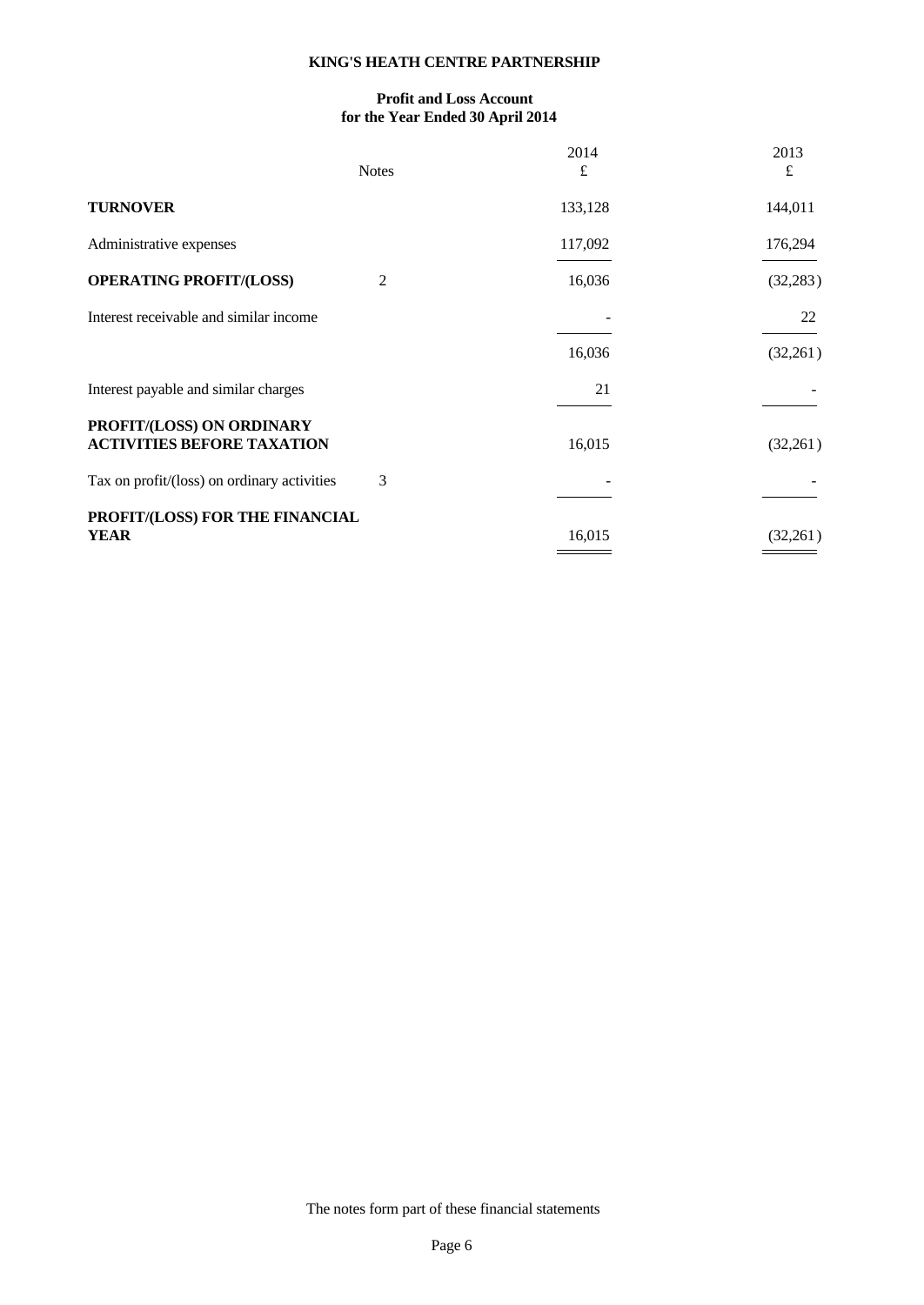# KING'S HEATH CENTRE PARTNERSHIP

## Profit and Loss Account for the Year Ended 30 April 2014

| | Notes | 2014 £ | 2013 £ |
|---|---|---|---|
| **TURNOVER** | | 133,128 | 144,011 |
| Administrative expenses | | 117,092 | 176,294 |
| **OPERATING PROFIT/(LOSS)** | 2 | 16,036 | (32,283) |
| Interest receivable and similar income | | - | 22 |
| | | 16,036 | (32,261) |
| Interest payable and similar charges | | 21 | - |
| **PROFIT/(LOSS) ON ORDINARY ACTIVITIES BEFORE TAXATION** | | 16,015 | (32,261) |
| Tax on profit/(loss) on ordinary activities | 3 | - | - |
| **PROFIT/(LOSS) FOR THE FINANCIAL YEAR** | | 16,015 | (32,261) |

The notes form part of these financial statements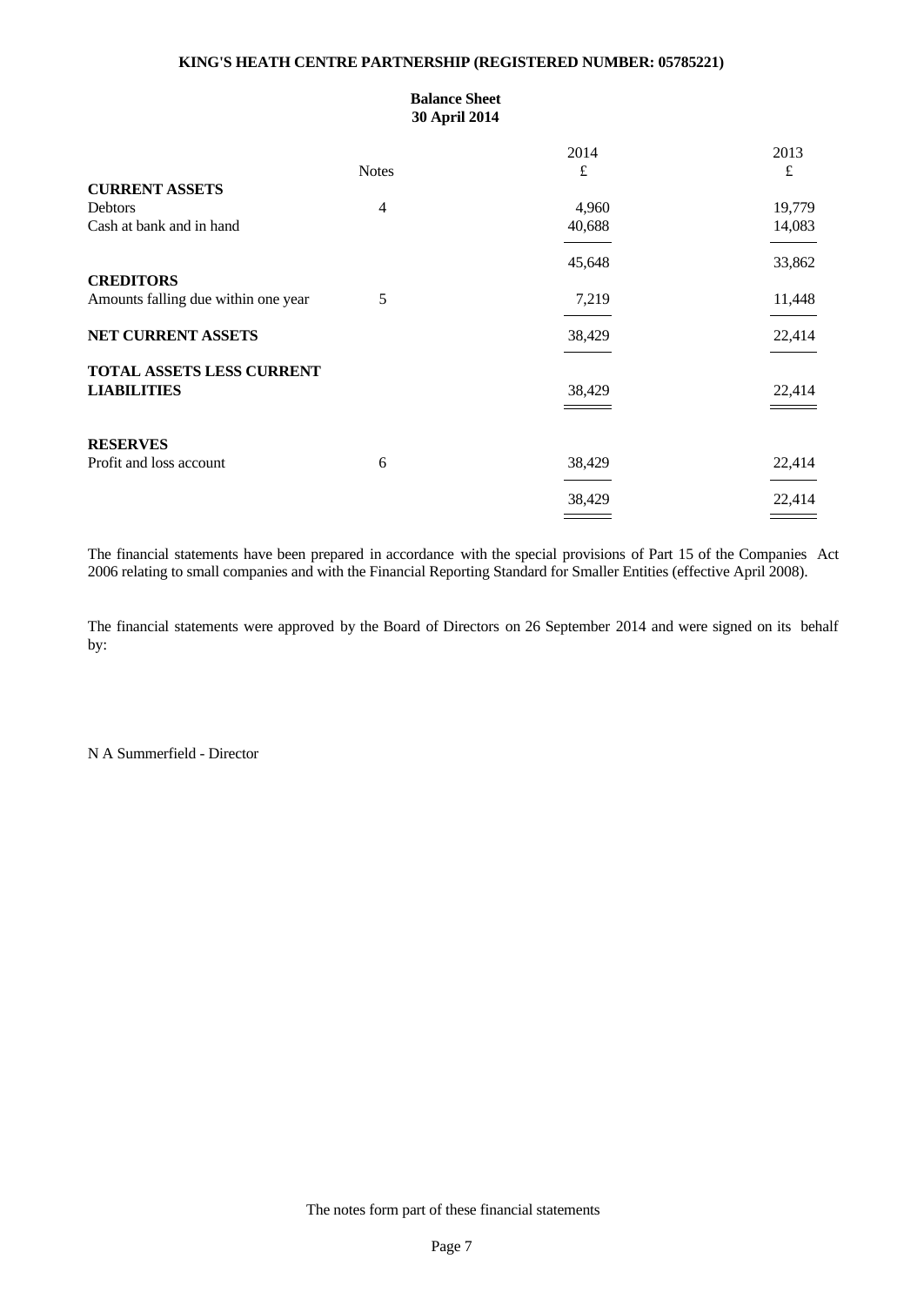**KING'S HEATH CENTRE PARTNERSHIP (REGISTERED NUMBER: 05785221)**

## Balance Sheet
### 30 April 2014

| | Notes | 2014 £ | 2013 £ |
|---|---|---|---|
| **CURRENT ASSETS** | | | |
| Debtors | 4 | 4,960 | 19,779 |
| Cash at bank and in hand | | 40,688 | 14,083 |
| | | 45,648 | 33,862 |
| **CREDITORS** | | | |
| Amounts falling due within one year | 5 | 7,219 | 11,448 |
| **NET CURRENT ASSETS** | | 38,429 | 22,414 |
| **TOTAL ASSETS LESS CURRENT LIABILITIES** | | 38,429 | 22,414 |
| | | | |
| **RESERVES** | | | |
| Profit and loss account | 6 | 38,429 | 22,414 |
| | | 38,429 | 22,414 |

The financial statements have been prepared in accordance with the special provisions of Part 15 of the Companies Act 2006 relating to small companies and with the Financial Reporting Standard for Smaller Entities (effective April 2008).

The financial statements were approved by the Board of Directors on 26 September 2014 and were signed on its behalf by:

N A Summerfield - Director

The notes form part of these financial statements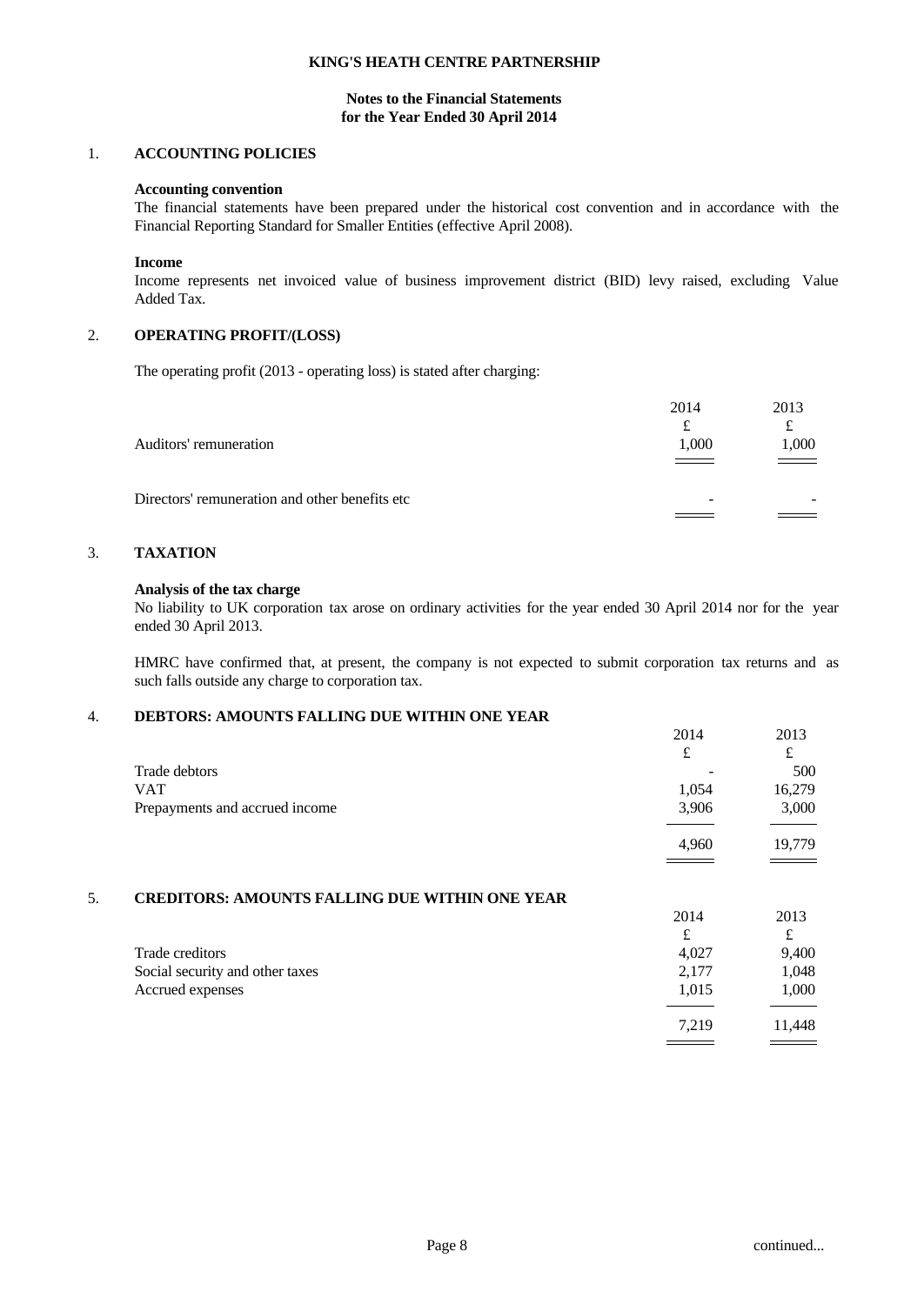**KING'S HEATH CENTRE PARTNERSHIP**

**Notes to the Financial Statements for the Year Ended 30 April 2014**

## 1. ACCOUNTING POLICIES

**Accounting convention**

The financial statements have been prepared under the historical cost convention and in accordance with the Financial Reporting Standard for Smaller Entities (effective April 2008).

**Income**

Income represents net invoiced value of business improvement district (BID) levy raised, excluding Value Added Tax.

## 2. OPERATING PROFIT/(LOSS)

The operating profit (2013 - operating loss) is stated after charging:

| | 2014 | 2013 |
|---|---|---|
| | £ | £ |
| Auditors' remuneration | 1,000 | 1,000 |
| Directors' remuneration and other benefits etc | - | - |

## 3. TAXATION

**Analysis of the tax charge**

No liability to UK corporation tax arose on ordinary activities for the year ended 30 April 2014 nor for the year ended 30 April 2013.

HMRC have confirmed that, at present, the company is not expected to submit corporation tax returns and as such falls outside any charge to corporation tax.

## 4. DEBTORS: AMOUNTS FALLING DUE WITHIN ONE YEAR

| | 2014 | 2013 |
|---|---|---|
| | £ | £ |
| Trade debtors | - | 500 |
| VAT | 1,054 | 16,279 |
| Prepayments and accrued income | 3,906 | 3,000 |
| | 4,960 | 19,779 |

## 5. CREDITORS: AMOUNTS FALLING DUE WITHIN ONE YEAR

| | 2014 | 2013 |
|---|---|---|
| | £ | £ |
| Trade creditors | 4,027 | 9,400 |
| Social security and other taxes | 2,177 | 1,048 |
| Accrued expenses | 1,015 | 1,000 |
| | 7,219 | 11,448 |

continued...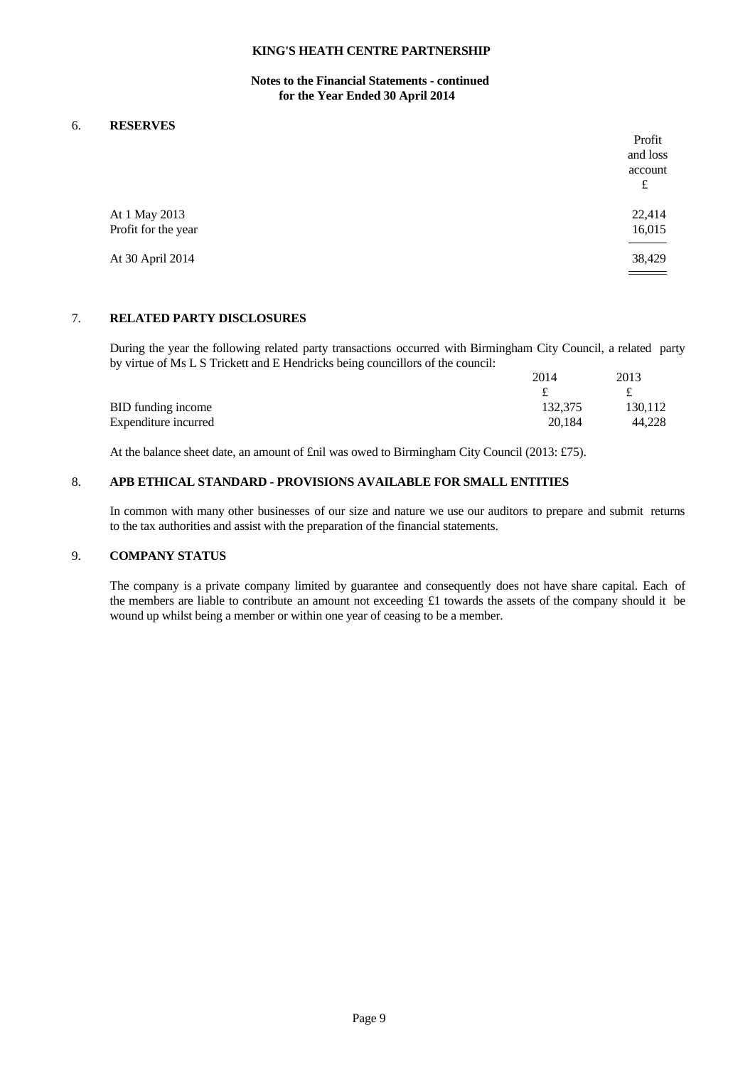KING'S HEATH CENTRE PARTNERSHIP

**Notes to the Financial Statements - continued
for the Year Ended 30 April 2014**

## 6. RESERVES

| | Profit and loss account £ |
|---|---|
| At 1 May 2013 | 22,414 |
| Profit for the year | 16,015 |
| At 30 April 2014 | 38,429 |

## 7. RELATED PARTY DISCLOSURES

During the year the following related party transactions occurred with Birmingham City Council, a related party by virtue of Ms L S Trickett and E Hendricks being councillors of the council:

| | 2014 £ | 2013 £ |
|---|---|---|
| BID funding income | 132,375 | 130,112 |
| Expenditure incurred | 20,184 | 44,228 |

At the balance sheet date, an amount of £nil was owed to Birmingham City Council (2013: £75).

## 8. APB ETHICAL STANDARD - PROVISIONS AVAILABLE FOR SMALL ENTITIES

In common with many other businesses of our size and nature we use our auditors to prepare and submit returns to the tax authorities and assist with the preparation of the financial statements.

## 9. COMPANY STATUS

The company is a private company limited by guarantee and consequently does not have share capital. Each of the members are liable to contribute an amount not exceeding £1 towards the assets of the company should it be wound up whilst being a member or within one year of ceasing to be a member.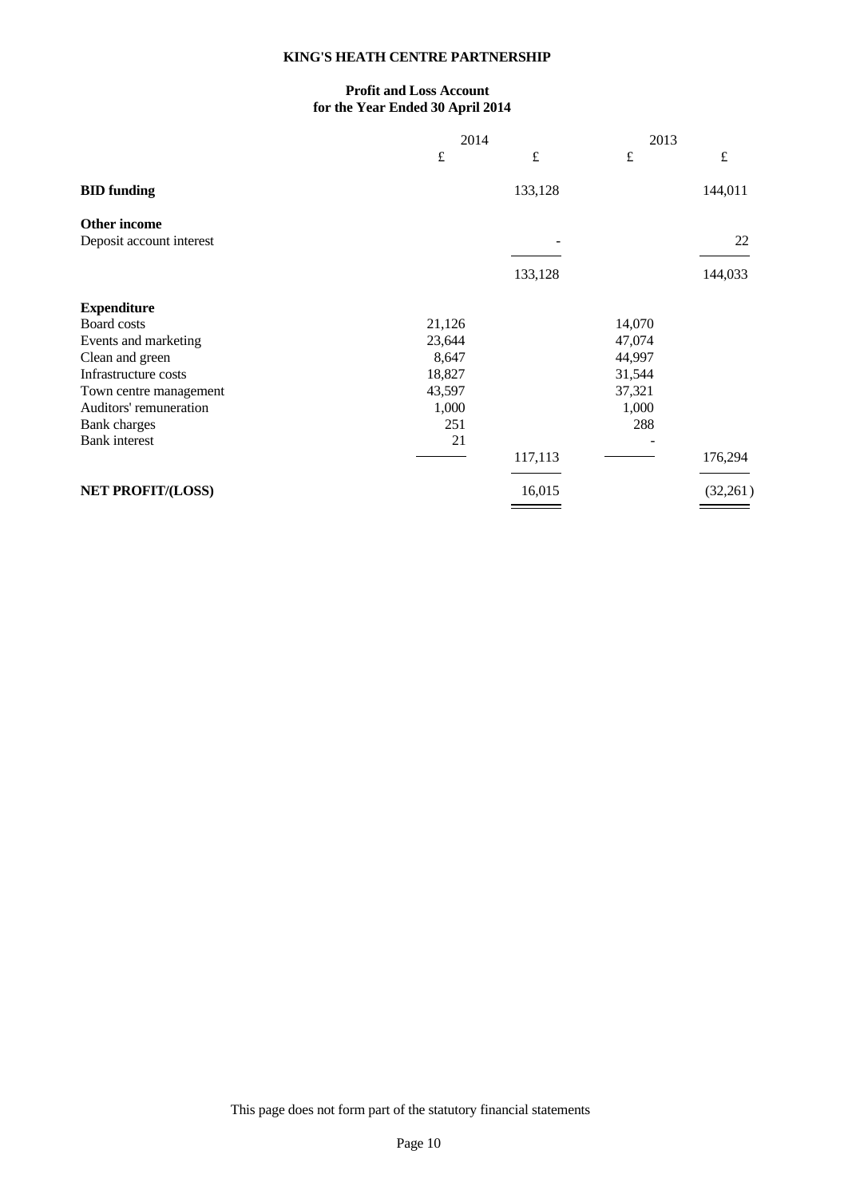**KING'S HEATH CENTRE PARTNERSHIP**

**Profit and Loss Account**
**for the Year Ended 30 April 2014**

| | 2014 | | 2013 | |
|---|---|---|---|---|
| | £ | £ | £ | £ |
| **BID funding** | | 133,128 | | 144,011 |
| **Other income** | | | | |
| Deposit account interest | | - | | 22 |
| | | 133,128 | | 144,033 |
| **Expenditure** | | | | |
| Board costs | 21,126 | | 14,070 | |
| Events and marketing | 23,644 | | 47,074 | |
| Clean and green | 8,647 | | 44,997 | |
| Infrastructure costs | 18,827 | | 31,544 | |
| Town centre management | 43,597 | | 37,321 | |
| Auditors' remuneration | 1,000 | | 1,000 | |
| Bank charges | 251 | | 288 | |
| Bank interest | 21 | | - | |
| | | 117,113 | | 176,294 |
| **NET PROFIT/(LOSS)** | | 16,015 | | (32,261) |

This page does not form part of the statutory financial statements